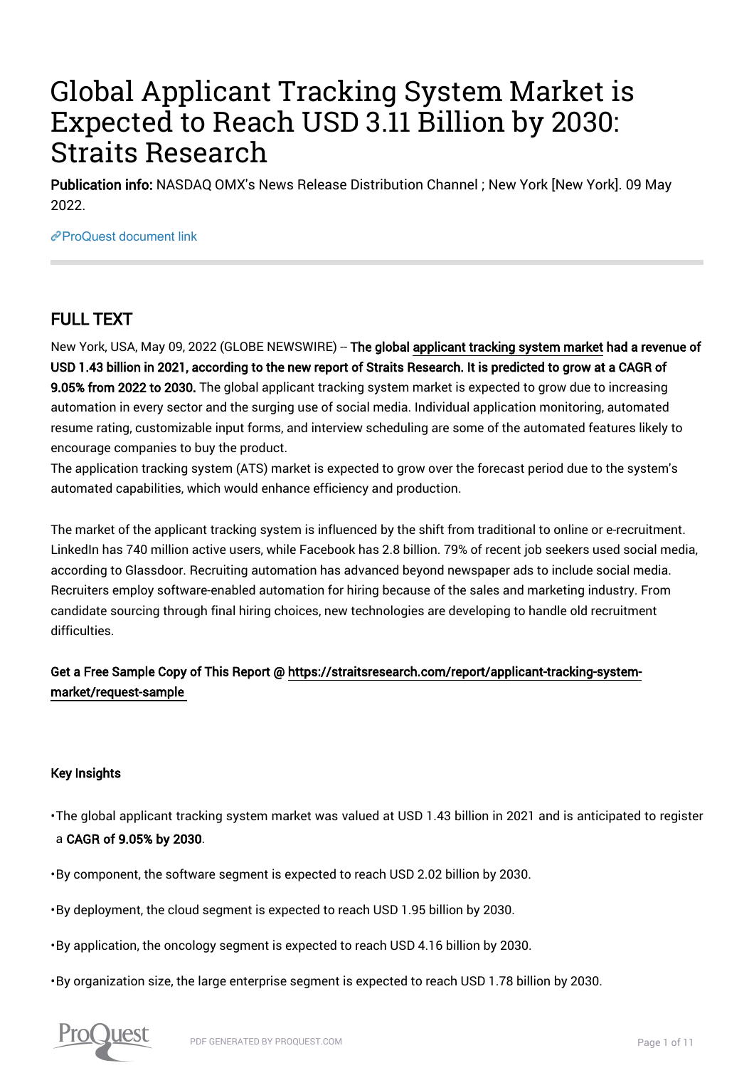# Global Applicant Tracking System Market is Expected to Reach USD 3.11 Billion by 2030: Straits Research

**Publication info:** NASDAQ OMX's News Release Distribution Channel ; New York [New York]. 09 May 2022.

ProQuest document link

## FULL TEXT

New York, USA, May 09, 2022 (GLOBE NEWSWIRE) -- **The global applicant tracking system market had a revenue of USD 1.43 billion in 2021, according to the new report of Straits Research. It is predicted to grow at a CAGR of 9.05% from 2022 to 2030.** The global applicant tracking system market is expected to grow due to increasing automation in every sector and the surging use of social media. Individual application monitoring, automated resume rating, customizable input forms, and interview scheduling are some of the automated features likely to encourage companies to buy the product.

The application tracking system (ATS) market is expected to grow over the forecast period due to the system's automated capabilities, which would enhance efficiency and production.

The market of the applicant tracking system is influenced by the shift from traditional to online or e-recruitment. LinkedIn has 740 million active users, while Facebook has 2.8 billion. 79% of recent job seekers used social media, according to Glassdoor. Recruiting automation has advanced beyond newspaper ads to include social media. Recruiters employ software-enabled automation for hiring because of the sales and marketing industry. From candidate sourcing through final hiring choices, new technologies are developing to handle old recruitment difficulties.

**Get a Free Sample Copy of This Report @ https://straitsresearch.com/report/applicant-tracking-system-market/request-sample**

**Key Insights**

- The global applicant tracking system market was valued at USD 1.43 billion in 2021 and is anticipated to register a **CAGR of 9.05% by 2030**.
- By component, the software segment is expected to reach USD 2.02 billion by 2030.
- By deployment, the cloud segment is expected to reach USD 1.95 billion by 2030.
- By application, the oncology segment is expected to reach USD 4.16 billion by 2030.
- By organization size, the large enterprise segment is expected to reach USD 1.78 billion by 2030.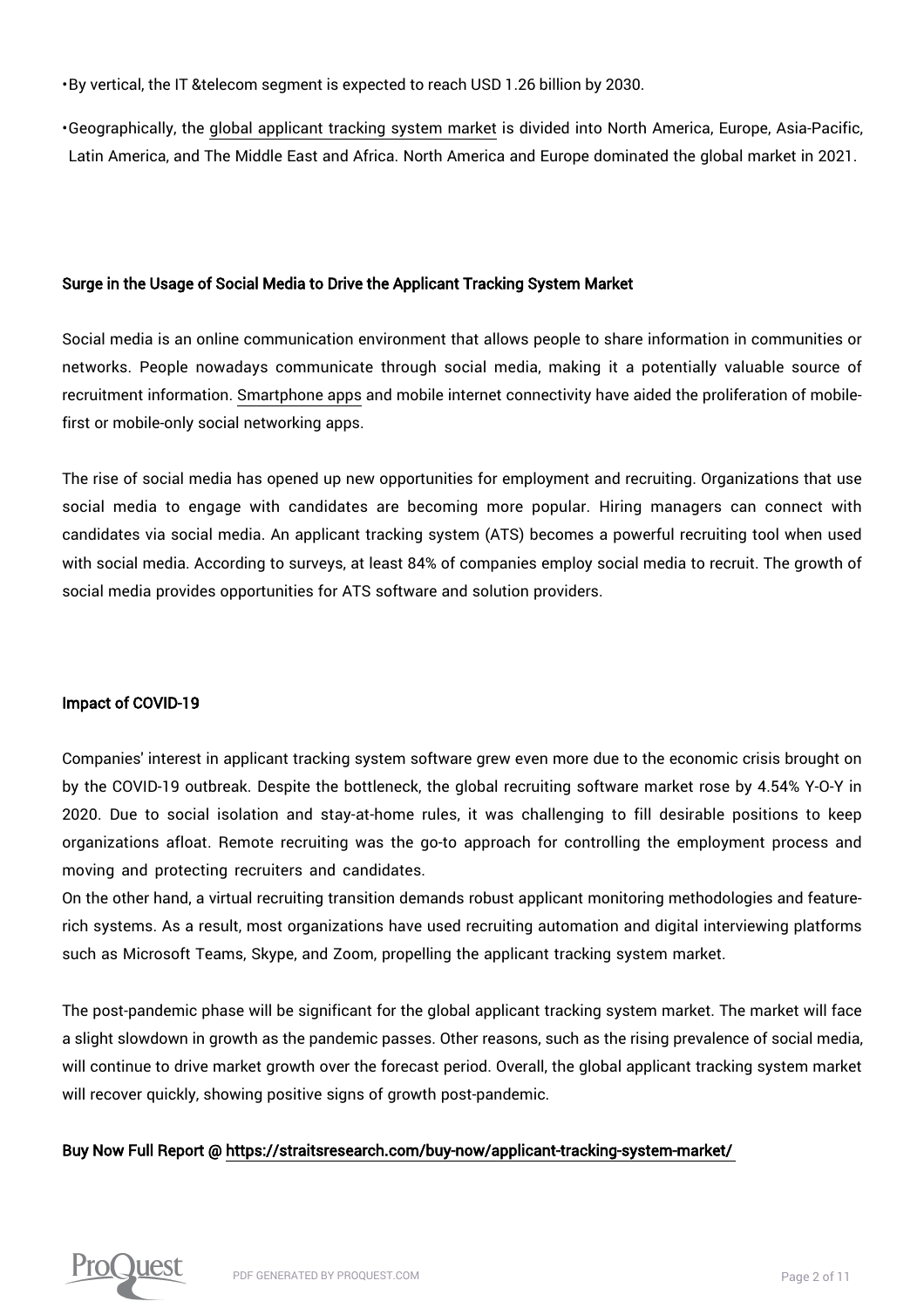- By vertical, the IT &telecom segment is expected to reach USD 1.26 billion by 2030.
- Geographically, the global applicant tracking system market is divided into North America, Europe, Asia-Pacific, Latin America, and The Middle East and Africa. North America and Europe dominated the global market in 2021.

**Surge in the Usage of Social Media to Drive the Applicant Tracking System Market**

Social media is an online communication environment that allows people to share information in communities or networks. People nowadays communicate through social media, making it a potentially valuable source of recruitment information. Smartphone apps and mobile internet connectivity have aided the proliferation of mobile-first or mobile-only social networking apps.

The rise of social media has opened up new opportunities for employment and recruiting. Organizations that use social media to engage with candidates are becoming more popular. Hiring managers can connect with candidates via social media. An applicant tracking system (ATS) becomes a powerful recruiting tool when used with social media. According to surveys, at least 84% of companies employ social media to recruit. The growth of social media provides opportunities for ATS software and solution providers.

**Impact of COVID-19**

Companies' interest in applicant tracking system software grew even more due to the economic crisis brought on by the COVID-19 outbreak. Despite the bottleneck, the global recruiting software market rose by 4.54% Y-O-Y in 2020. Due to social isolation and stay-at-home rules, it was challenging to fill desirable positions to keep organizations afloat. Remote recruiting was the go-to approach for controlling the employment process and moving and protecting recruiters and candidates.
On the other hand, a virtual recruiting transition demands robust applicant monitoring methodologies and feature-rich systems. As a result, most organizations have used recruiting automation and digital interviewing platforms such as Microsoft Teams, Skype, and Zoom, propelling the applicant tracking system market.

The post-pandemic phase will be significant for the global applicant tracking system market. The market will face a slight slowdown in growth as the pandemic passes. Other reasons, such as the rising prevalence of social media, will continue to drive market growth over the forecast period. Overall, the global applicant tracking system market will recover quickly, showing positive signs of growth post-pandemic.

**Buy Now Full Report @ https://straitsresearch.com/buy-now/applicant-tracking-system-market/**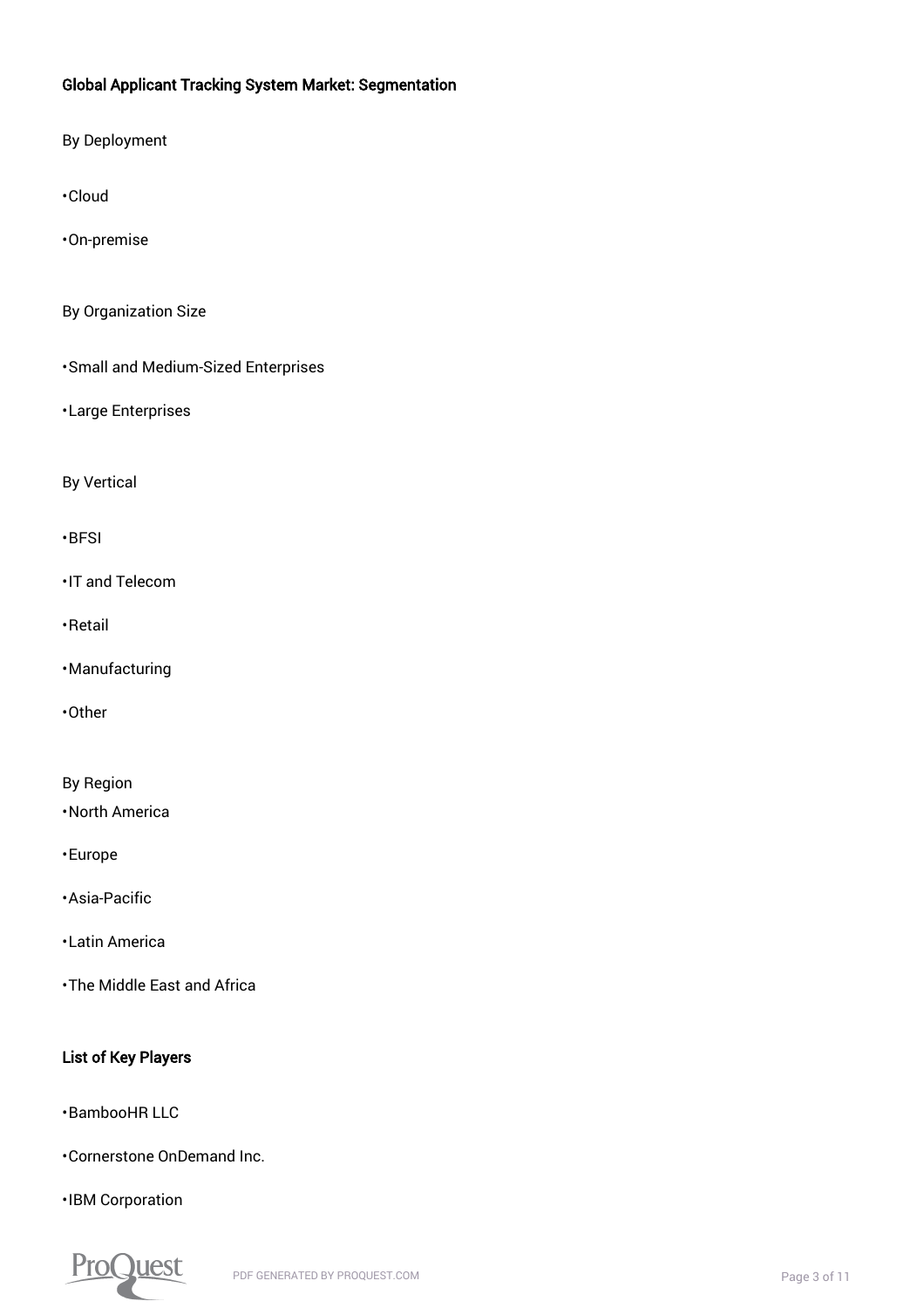**Global Applicant Tracking System Market: Segmentation**

By Deployment

- Cloud
- On-premise

By Organization Size

- Small and Medium-Sized Enterprises
- Large Enterprises

By Vertical

- BFSI
- IT and Telecom
- Retail
- Manufacturing
- Other

By Region

- North America
- Europe
- Asia-Pacific
- Latin America
- The Middle East and Africa

**List of Key Players**

- BambooHR LLC
- Cornerstone OnDemand Inc.
- IBM Corporation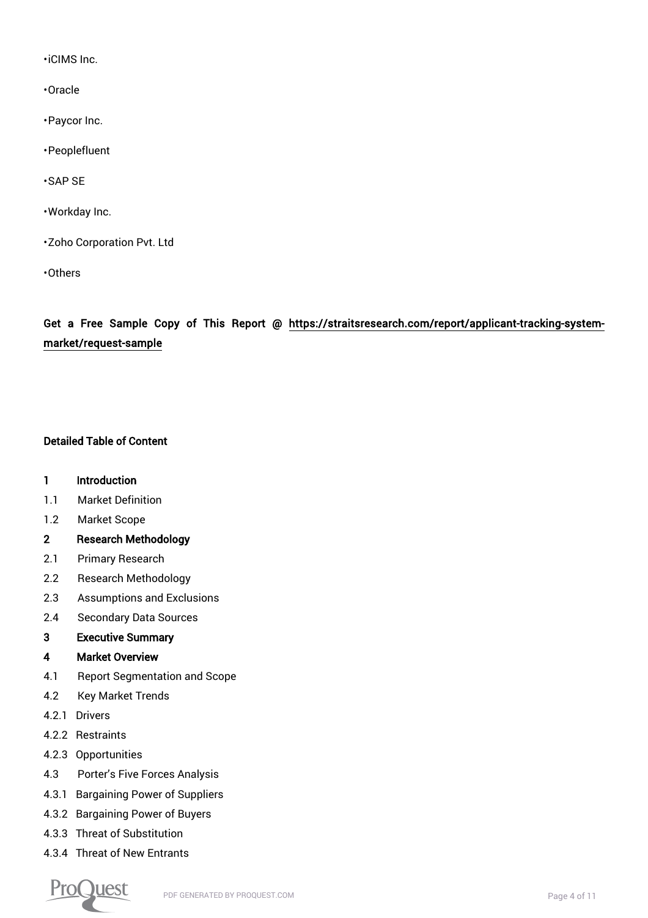- iCIMS Inc.
- Oracle
- Paycor Inc.
- Peoplefluent
- SAP SE
- Workday Inc.
- Zoho Corporation Pvt. Ltd
- Others

**Get a Free Sample Copy of This Report @ [https://straitsresearch.com/report/applicant-tracking-system-market/request-sample](https://straitsresearch.com/report/applicant-tracking-system-market/request-sample)**

**Detailed Table of Content**

**1 Introduction**

1.1 Market Definition

1.2 Market Scope

**2 Research Methodology**

2.1 Primary Research

2.2 Research Methodology

2.3 Assumptions and Exclusions

2.4 Secondary Data Sources

**3 Executive Summary**

**4 Market Overview**

4.1 Report Segmentation and Scope

4.2 Key Market Trends

4.2.1 Drivers

4.2.2 Restraints

4.2.3 Opportunities

4.3 Porter's Five Forces Analysis

4.3.1 Bargaining Power of Suppliers

4.3.2 Bargaining Power of Buyers

4.3.3 Threat of Substitution

4.3.4 Threat of New Entrants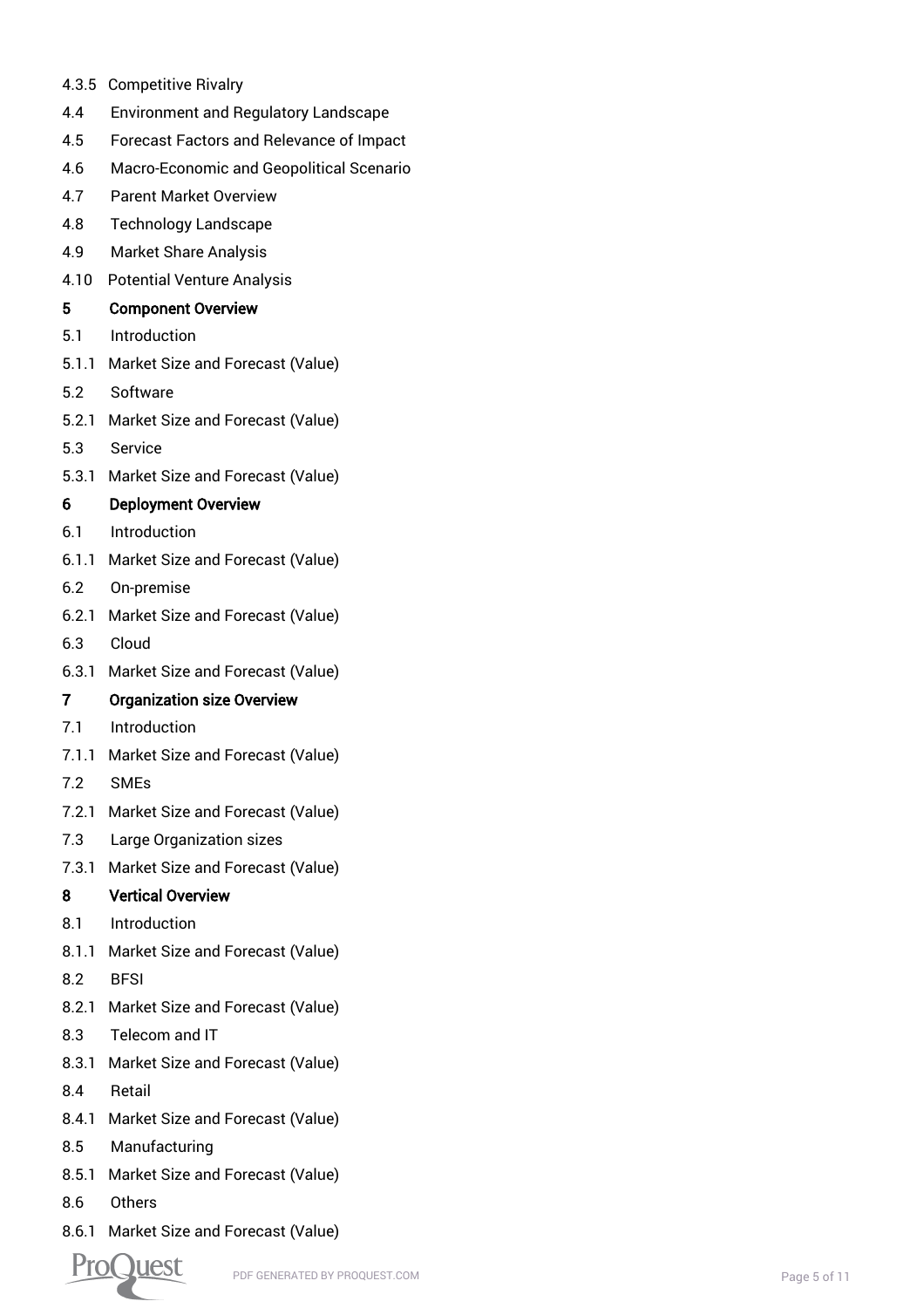4.3.5 Competitive Rivalry

4.4 Environment and Regulatory Landscape

4.5 Forecast Factors and Relevance of Impact

4.6 Macro-Economic and Geopolitical Scenario

4.7 Parent Market Overview

4.8 Technology Landscape

4.9 Market Share Analysis

4.10 Potential Venture Analysis

**5 Component Overview**

5.1 Introduction

5.1.1 Market Size and Forecast (Value)

5.2 Software

5.2.1 Market Size and Forecast (Value)

5.3 Service

5.3.1 Market Size and Forecast (Value)

**6 Deployment Overview**

6.1 Introduction

6.1.1 Market Size and Forecast (Value)

6.2 On-premise

6.2.1 Market Size and Forecast (Value)

6.3 Cloud

6.3.1 Market Size and Forecast (Value)

**7 Organization size Overview**

7.1 Introduction

7.1.1 Market Size and Forecast (Value)

7.2 SMEs

7.2.1 Market Size and Forecast (Value)

7.3 Large Organization sizes

7.3.1 Market Size and Forecast (Value)

**8 Vertical Overview**

8.1 Introduction

8.1.1 Market Size and Forecast (Value)

8.2 BFSI

8.2.1 Market Size and Forecast (Value)

8.3 Telecom and IT

8.3.1 Market Size and Forecast (Value)

8.4 Retail

8.4.1 Market Size and Forecast (Value)

8.5 Manufacturing

8.5.1 Market Size and Forecast (Value)

8.6 Others

8.6.1 Market Size and Forecast (Value)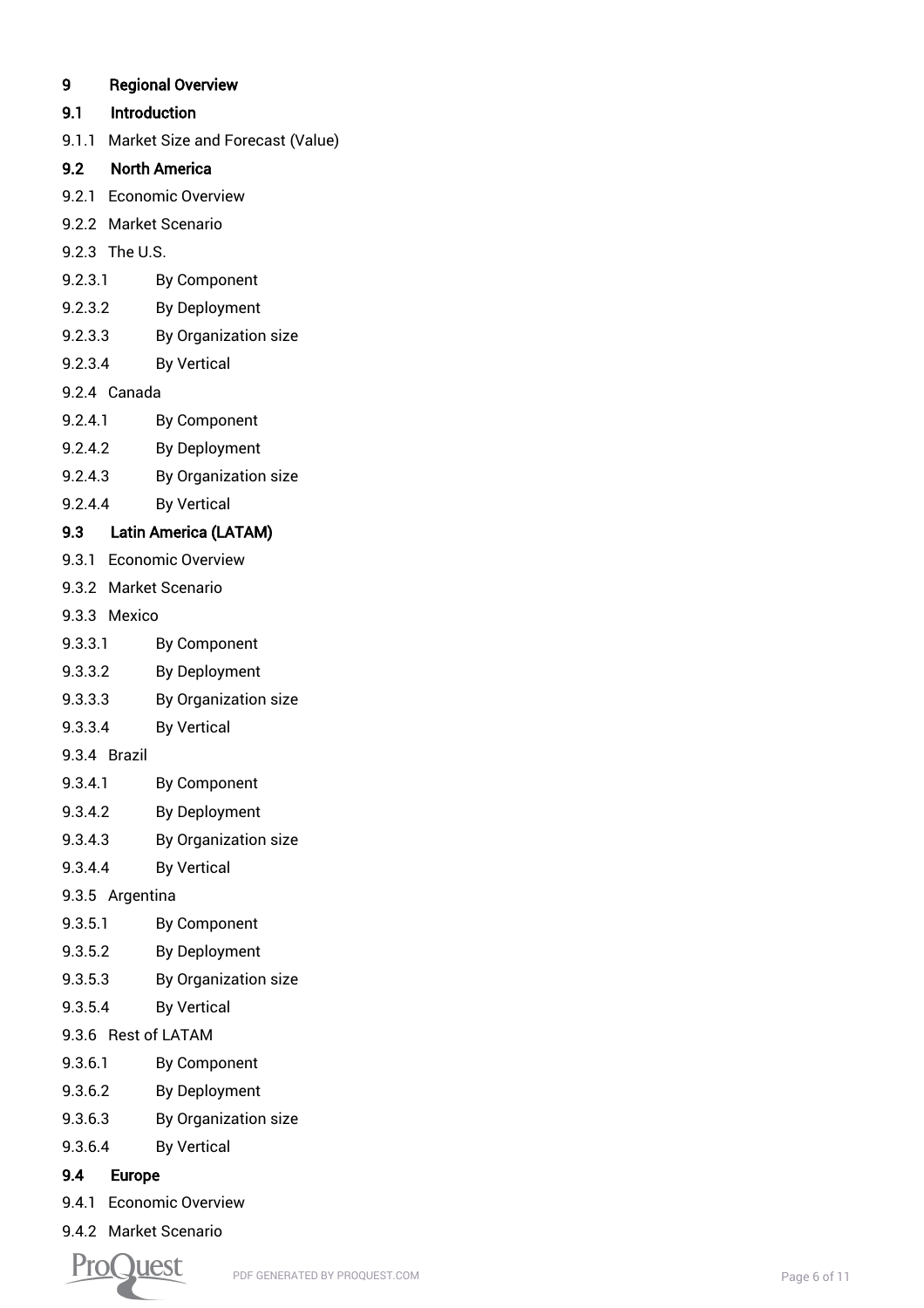**9 Regional Overview**

**9.1 Introduction**

9.1.1 Market Size and Forecast (Value)

**9.2 North America**

9.2.1 Economic Overview

9.2.2 Market Scenario

9.2.3 The U.S.

9.2.3.1 By Component

9.2.3.2 By Deployment

9.2.3.3 By Organization size

9.2.3.4 By Vertical

9.2.4 Canada

9.2.4.1 By Component

9.2.4.2 By Deployment

9.2.4.3 By Organization size

9.2.4.4 By Vertical

**9.3 Latin America (LATAM)**

9.3.1 Economic Overview

9.3.2 Market Scenario

9.3.3 Mexico

9.3.3.1 By Component

9.3.3.2 By Deployment

9.3.3.3 By Organization size

9.3.3.4 By Vertical

9.3.4 Brazil

9.3.4.1 By Component

9.3.4.2 By Deployment

9.3.4.3 By Organization size

9.3.4.4 By Vertical

9.3.5 Argentina

9.3.5.1 By Component

9.3.5.2 By Deployment

9.3.5.3 By Organization size

9.3.5.4 By Vertical

9.3.6 Rest of LATAM

9.3.6.1 By Component

9.3.6.2 By Deployment

9.3.6.3 By Organization size

9.3.6.4 By Vertical

**9.4 Europe**

9.4.1 Economic Overview

9.4.2 Market Scenario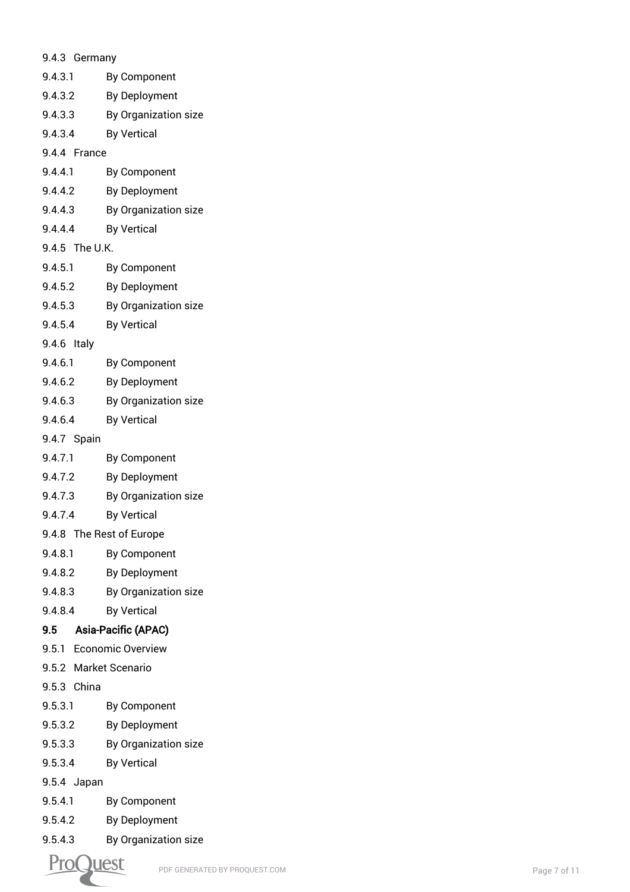9.4.3 Germany

9.4.3.1 By Component

9.4.3.2 By Deployment

9.4.3.3 By Organization size

9.4.3.4 By Vertical

9.4.4 France

9.4.4.1 By Component

9.4.4.2 By Deployment

9.4.4.3 By Organization size

9.4.4.4 By Vertical

9.4.5 The U.K.

9.4.5.1 By Component

9.4.5.2 By Deployment

9.4.5.3 By Organization size

9.4.5.4 By Vertical

9.4.6 Italy

9.4.6.1 By Component

9.4.6.2 By Deployment

9.4.6.3 By Organization size

9.4.6.4 By Vertical

9.4.7 Spain

9.4.7.1 By Component

9.4.7.2 By Deployment

9.4.7.3 By Organization size

9.4.7.4 By Vertical

9.4.8 The Rest of Europe

9.4.8.1 By Component

9.4.8.2 By Deployment

9.4.8.3 By Organization size

9.4.8.4 By Vertical

**9.5 Asia-Pacific (APAC)**

9.5.1 Economic Overview

9.5.2 Market Scenario

9.5.3 China

9.5.3.1 By Component

9.5.3.2 By Deployment

9.5.3.3 By Organization size

9.5.3.4 By Vertical

9.5.4 Japan

9.5.4.1 By Component

9.5.4.2 By Deployment

9.5.4.3 By Organization size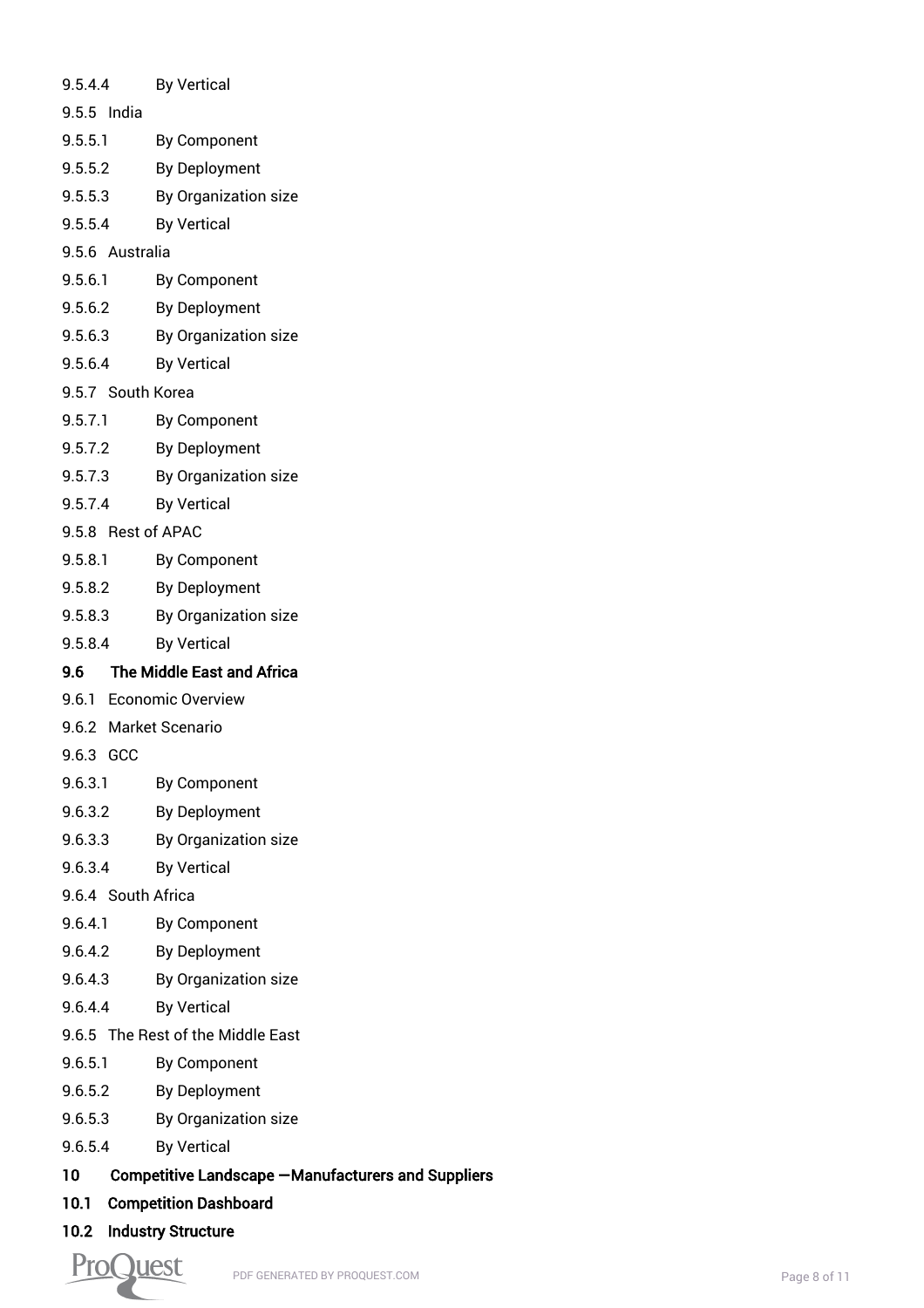9.5.4.4 By Vertical

9.5.5 India

9.5.5.1 By Component

9.5.5.2 By Deployment

9.5.5.3 By Organization size

9.5.5.4 By Vertical

9.5.6 Australia

9.5.6.1 By Component

9.5.6.2 By Deployment

9.5.6.3 By Organization size

9.5.6.4 By Vertical

9.5.7 South Korea

9.5.7.1 By Component

9.5.7.2 By Deployment

9.5.7.3 By Organization size

9.5.7.4 By Vertical

9.5.8 Rest of APAC

9.5.8.1 By Component

9.5.8.2 By Deployment

9.5.8.3 By Organization size

9.5.8.4 By Vertical

**9.6 The Middle East and Africa**

9.6.1 Economic Overview

9.6.2 Market Scenario

9.6.3 GCC

9.6.3.1 By Component

9.6.3.2 By Deployment

9.6.3.3 By Organization size

9.6.3.4 By Vertical

9.6.4 South Africa

9.6.4.1 By Component

9.6.4.2 By Deployment

9.6.4.3 By Organization size

9.6.4.4 By Vertical

9.6.5 The Rest of the Middle East

9.6.5.1 By Component

9.6.5.2 By Deployment

9.6.5.3 By Organization size

9.6.5.4 By Vertical

**10 Competitive Landscape —Manufacturers and Suppliers**

**10.1 Competition Dashboard**

**10.2 Industry Structure**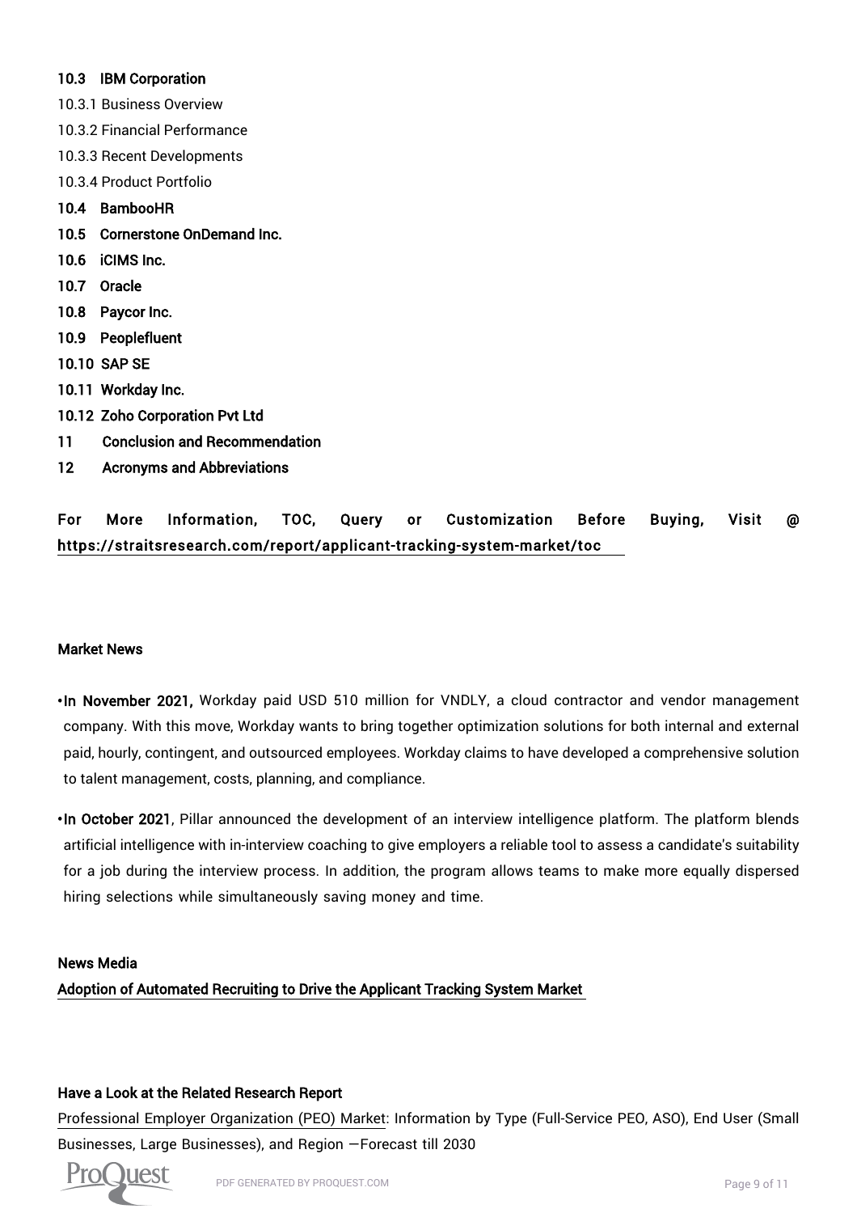**10.3 IBM Corporation**

10.3.1 Business Overview

10.3.2 Financial Performance

10.3.3 Recent Developments

10.3.4 Product Portfolio

**10.4 BambooHR**

**10.5 Cornerstone OnDemand Inc.**

**10.6 iCIMS Inc.**

**10.7 Oracle**

**10.8 Paycor Inc.**

**10.9 Peoplefluent**

**10.10 SAP SE**

**10.11 Workday Inc.**

**10.12 Zoho Corporation Pvt Ltd**

**11 Conclusion and Recommendation**

**12 Acronyms and Abbreviations**

For More Information, TOC, Query or Customization Before Buying, Visit @ https://straitsresearch.com/report/applicant-tracking-system-market/toc

**Market News**

- **In November 2021,** Workday paid USD 510 million for VNDLY, a cloud contractor and vendor management company. With this move, Workday wants to bring together optimization solutions for both internal and external paid, hourly, contingent, and outsourced employees. Workday claims to have developed a comprehensive solution to talent management, costs, planning, and compliance.
- **In October 2021**, Pillar announced the development of an interview intelligence platform. The platform blends artificial intelligence with in-interview coaching to give employers a reliable tool to assess a candidate's suitability for a job during the interview process. In addition, the program allows teams to make more equally dispersed hiring selections while simultaneously saving money and time.

**News Media**

Adoption of Automated Recruiting to Drive the Applicant Tracking System Market

**Have a Look at the Related Research Report**

Professional Employer Organization (PEO) Market: Information by Type (Full-Service PEO, ASO), End User (Small Businesses, Large Businesses), and Region —Forecast till 2030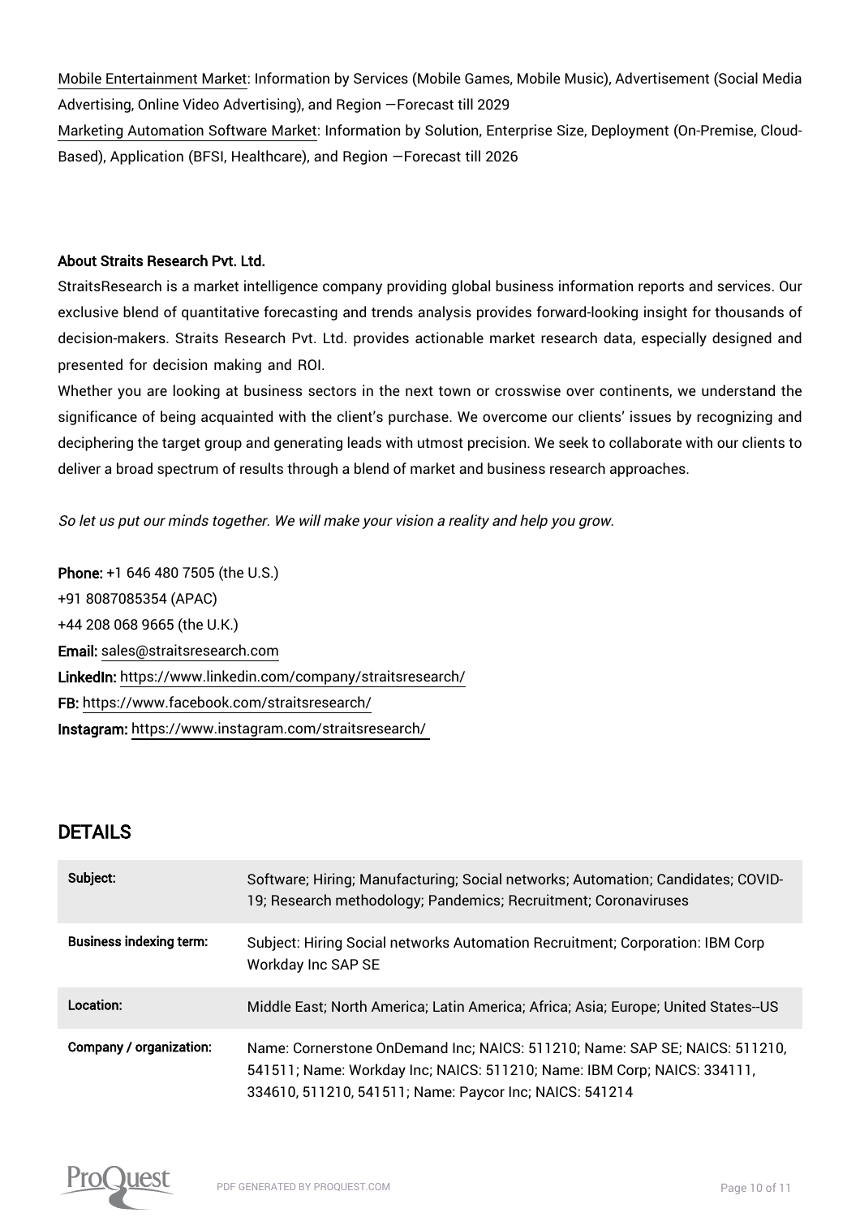Mobile Entertainment Market: Information by Services (Mobile Games, Mobile Music), Advertisement (Social Media Advertising, Online Video Advertising), and Region —Forecast till 2029

Marketing Automation Software Market: Information by Solution, Enterprise Size, Deployment (On-Premise, Cloud-Based), Application (BFSI, Healthcare), and Region —Forecast till 2026

**About Straits Research Pvt. Ltd.**

StraitsResearch is a market intelligence company providing global business information reports and services. Our exclusive blend of quantitative forecasting and trends analysis provides forward-looking insight for thousands of decision-makers. Straits Research Pvt. Ltd. provides actionable market research data, especially designed and presented for decision making and ROI.

Whether you are looking at business sectors in the next town or crosswise over continents, we understand the significance of being acquainted with the client's purchase. We overcome our clients' issues by recognizing and deciphering the target group and generating leads with utmost precision. We seek to collaborate with our clients to deliver a broad spectrum of results through a blend of market and business research approaches.

*So let us put our minds together. We will make your vision a reality and help you grow.*

**Phone:** +1 646 480 7505 (the U.S.)
+91 8087085354 (APAC)
+44 208 068 9665 (the U.K.)
**Email:** sales@straitsresearch.com
**LinkedIn:** https://www.linkedin.com/company/straitsresearch/
**FB:** https://www.facebook.com/straitsresearch/
**Instagram:** https://www.instagram.com/straitsresearch/

## DETAILS

| | |
|---|---|
| **Subject:** | Software; Hiring; Manufacturing; Social networks; Automation; Candidates; COVID-19; Research methodology; Pandemics; Recruitment; Coronaviruses |
| **Business indexing term:** | Subject: Hiring Social networks Automation Recruitment; Corporation: IBM Corp Workday Inc SAP SE |
| **Location:** | Middle East; North America; Latin America; Africa; Asia; Europe; United States--US |
| **Company / organization:** | Name: Cornerstone OnDemand Inc; NAICS: 511210; Name: SAP SE; NAICS: 511210, 541511; Name: Workday Inc; NAICS: 511210; Name: IBM Corp; NAICS: 334111, 334610, 511210, 541511; Name: Paycor Inc; NAICS: 541214 |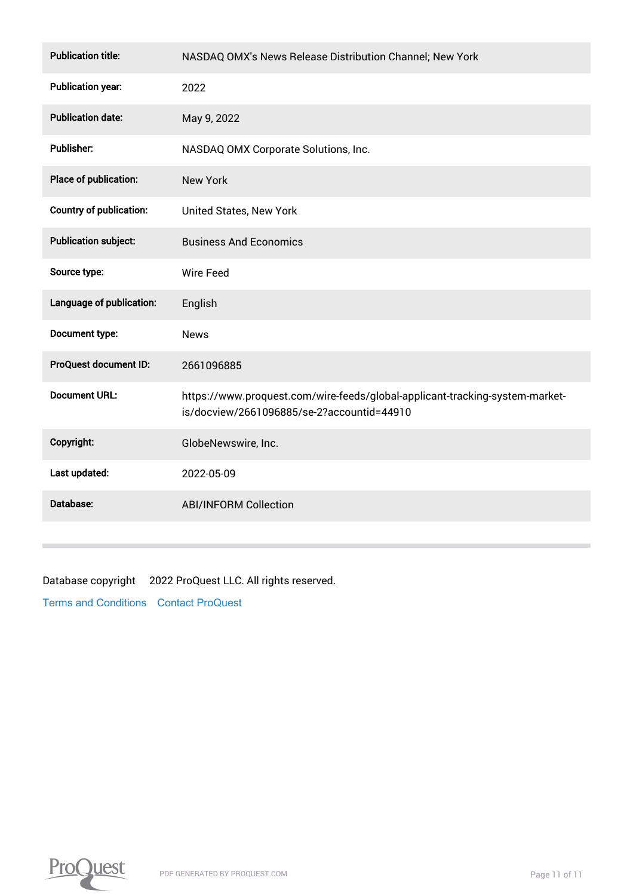| | |
|---|---|
| **Publication title:** | NASDAQ OMX's News Release Distribution Channel; New York |
| **Publication year:** | 2022 |
| **Publication date:** | May 9, 2022 |
| **Publisher:** | NASDAQ OMX Corporate Solutions, Inc. |
| **Place of publication:** | New York |
| **Country of publication:** | United States, New York |
| **Publication subject:** | Business And Economics |
| **Source type:** | Wire Feed |
| **Language of publication:** | English |
| **Document type:** | News |
| **ProQuest document ID:** | 2661096885 |
| **Document URL:** | https://www.proquest.com/wire-feeds/global-applicant-tracking-system-market-is/docview/2661096885/se-2?accountid=44910 |
| **Copyright:** | GlobeNewswire, Inc. |
| **Last updated:** | 2022-05-09 |
| **Database:** | ABI/INFORM Collection |

Database copyright 2022 ProQuest LLC. All rights reserved.

Terms and Conditions Contact ProQuest